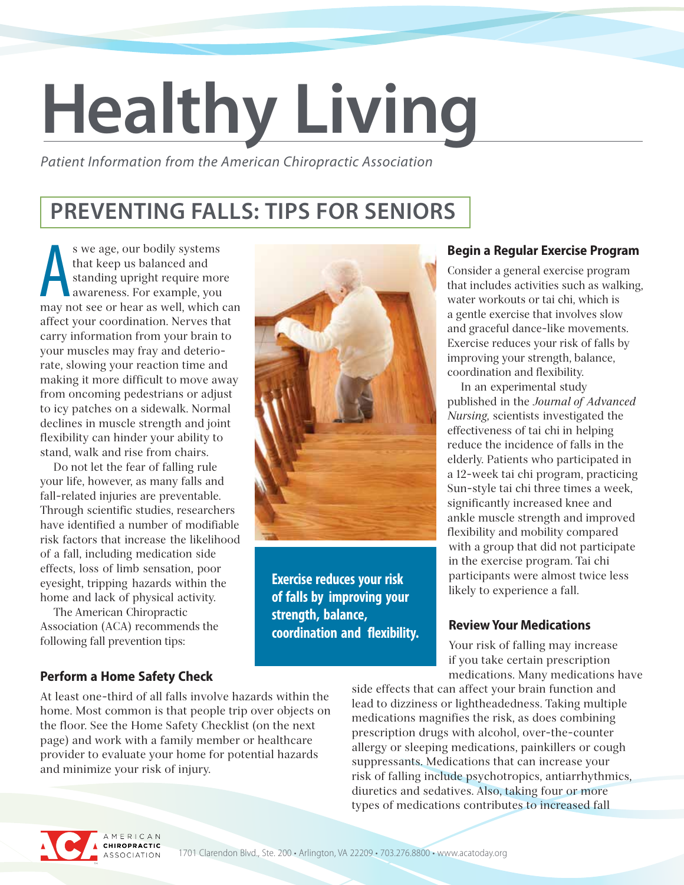# Healthy Living

*Patient Information from the American Chiropractic Association*

## PREVENTING FALLS: TIPS FOR SENIORS

As we age, our bodily systems that keep us balanced and standing upright require more awareness. For example, you may not see or hear as well, which can affect your coordination. Nerves that carry information from your brain to your muscles may fray and deteriorate, slowing your reaction time and making it more difficult to move away from oncoming pedestrians or adjust to icy patches on a sidewalk. Normal declines in muscle strength and joint flexibility can hinder your ability to stand, walk and rise from chairs.

Do not let the fear of falling rule your life, however, as many falls and fall-related injuries are preventable. Through scientific studies, researchers have identified a number of modifiable risk factors that increase the likelihood of a fall, including medication side effects, loss of limb sensation, poor eyesight, tripping hazards within the home and lack of physical activity.

The American Chiropractic Association (ACA) recommends the following fall prevention tips:

### Perform a Home Safety Check

At least one-third of all falls involve hazards within the home. Most common is that people trip over objects on the floor. See the Home Safety Checklist (on the next page) and work with a family member or healthcare provider to evaluate your home for potential hazards and minimize your risk of injury.

**Exercise reduces your risk of falls by improving your strength, balance, coordination and flexibility.**

### Begin a Regular Exercise Program

Consider a general exercise program that includes activities such as walking, water workouts or tai chi, which is a gentle exercise that involves slow and graceful dance-like movements. Exercise reduces your risk of falls by improving your strength, balance, coordination and flexibility.

In an experimental study published in the *Journal of Advanced Nursing*, scientists investigated the effectiveness of tai chi in helping reduce the incidence of falls in the elderly. Patients who participated in a 12-week tai chi program, practicing Sun-style tai chi three times a week, significantly increased knee and ankle muscle strength and improved flexibility and mobility compared with a group that did not participate in the exercise program. Tai chi participants were almost twice less likely to experience a fall.

### Review Your Medications

Your risk of falling may increase if you take certain prescription medications. Many medications have side effects that can affect your brain function and lead to dizziness or lightheadedness. Taking multiple medications magnifies the risk, as does combining prescription drugs with alcohol, over-the-counter allergy or sleeping medications, painkillers or cough suppressants. Medications that can increase your risk of falling include psychotropics, antiarrhythmics, diuretics and sedatives. Also, taking four or more types of medications contributes to increased fall

AMERICAN CHIROPRACTIC ASSOCIATION 1701 Clarendon Blvd., Ste. 200 • Arlington, VA 22209 • 703.276.8800 • www.acatoday.org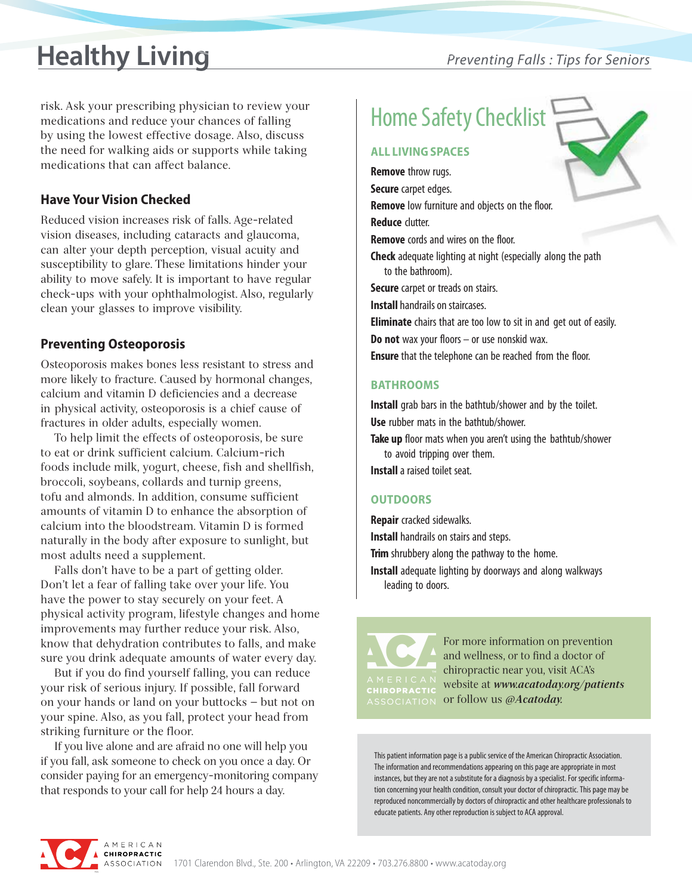risk. Ask your prescribing physician to review your medications and reduce your chances of falling by using the lowest effective dosage. Also, discuss the need for walking aids or supports while taking medications that can affect balance.

### Have Your Vision Checked

Reduced vision increases risk of falls. Age-related vision diseases, including cataracts and glaucoma, can alter your depth perception, visual acuity and susceptibility to glare. These limitations hinder your ability to move safely. It is important to have regular check-ups with your ophthalmologist. Also, regularly clean your glasses to improve visibility.

### Preventing Osteoporosis

Osteoporosis makes bones less resistant to stress and more likely to fracture. Caused by hormonal changes, calcium and vitamin D deficiencies and a decrease in physical activity, osteoporosis is a chief cause of fractures in older adults, especially women.

To help limit the effects of osteoporosis, be sure to eat or drink sufficient calcium. Calcium-rich foods include milk, yogurt, cheese, fish and shellfish, broccoli, soybeans, collards and turnip greens, tofu and almonds. In addition, consume sufficient amounts of vitamin D to enhance the absorption of calcium into the bloodstream. Vitamin D is formed naturally in the body after exposure to sunlight, but most adults need a supplement.

Falls don't have to be a part of getting older. Don't let a fear of falling take over your life. You have the power to stay securely on your feet. A physical activity program, lifestyle changes and home improvements may further reduce your risk. Also, know that dehydration contributes to falls, and make sure you drink adequate amounts of water every day.

But if you do find yourself falling, you can reduce your risk of serious injury. If possible, fall forward on your hands or land on your buttocks – but not on your spine. Also, as you fall, protect your head from striking furniture or the floor.

If you live alone and are afraid no one will help you if you fall, ask someone to check on you once a day. Or consider paying for an emergency-monitoring company that responds to your call for help 24 hours a day.

## Home Safety Checklist

### ALL LIVING SPACES

**Remove** throw rugs.

**Secure** carpet edges.

**Remove** low furniture and objects on the floor.

**Reduce** clutter.

**Remove** cords and wires on the floor.

**Check** adequate lighting at night (especially along the path to the bathroom).

**Secure** carpet or treads on stairs.

**Install** handrails on staircases.

**Eliminate** chairs that are too low to sit in and get out of easily.

**Do not** wax your floors – or use nonskid wax.

**Ensure** that the telephone can be reached from the floor.

### BATHROOMS

**Install** grab bars in the bathtub/shower and by the toilet.

**Use** rubber mats in the bathtub/shower.

**Take up** floor mats when you aren't using the bathtub/shower to avoid tripping over them.

**Install** a raised toilet seat.

### OUTDOORS

**Repair** cracked sidewalks.

**Install** handrails on stairs and steps.

**Trim** shrubbery along the pathway to the home.

**Install** adequate lighting by doorways and along walkways leading to doors.

ACA AMERICAN CHIROPRACTIC ASSOCIATION

For more information on prevention and wellness, or to find a doctor of chiropractic near you, visit ACA's website at ***www.acatoday.org/patients*** or follow us ***@Acatoday.***

This patient information page is a public service of the American Chiropractic Association. The information and recommendations appearing on this page are appropriate in most instances, but they are not a substitute for a diagnosis by a specialist. For specific information concerning your health condition, consult your doctor of chiropractic. This page may be reproduced noncommercially by doctors of chiropractic and other healthcare professionals to educate patients. Any other reproduction is subject to ACA approval.

AMERICAN CHIROPRACTIC ASSOCIATION 1701 Clarendon Blvd., Ste. 200 • Arlington, VA 22209 • 703.276.8800 • www.acatoday.org